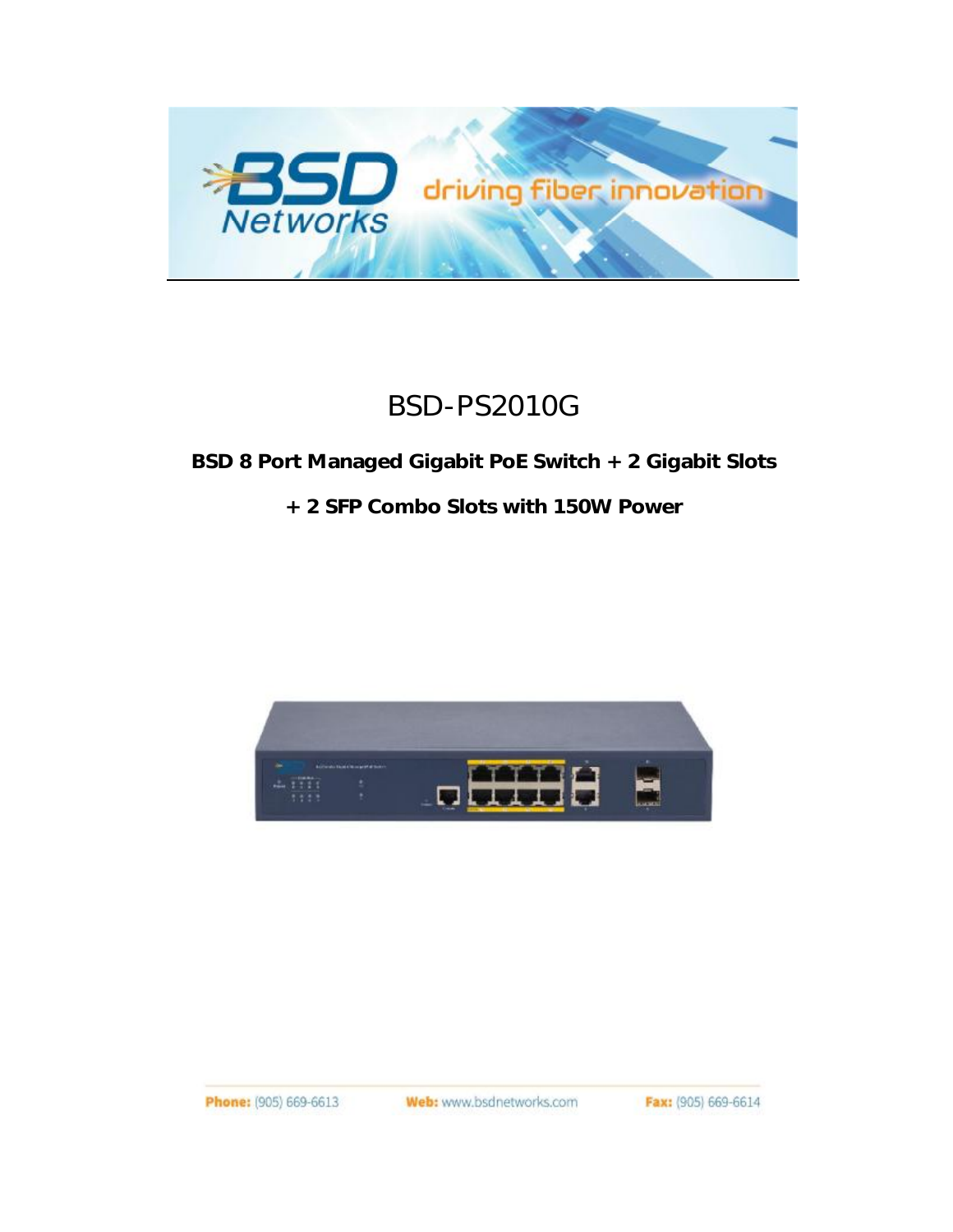# BSD-PS2010G

**BSD 8 Port Managed Gigabit PoE Switch + 2 Gigabit Slots**

**+ 2 SFP Combo Slots with 150W Power**

**Phone:** (905) 669-6613 **Web:** www.bsdnetworks.com **Fax:** (905) 669-6614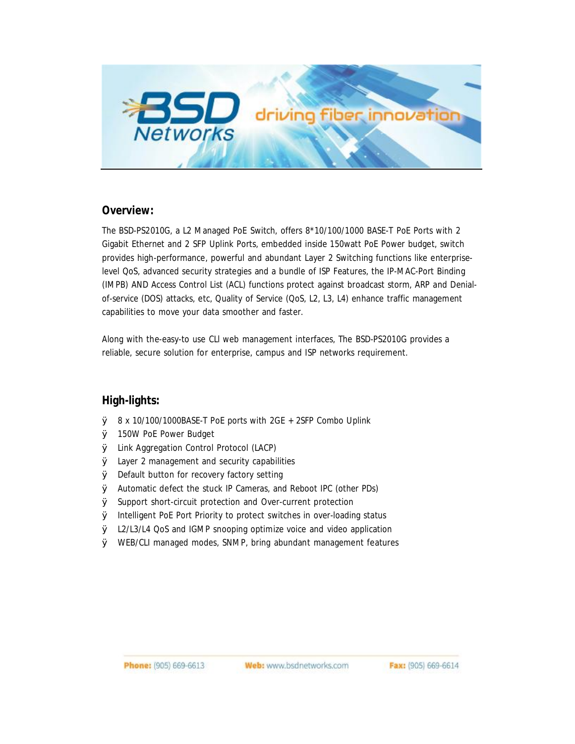## Overview:

The BSD-PS2010G, a L2 Managed PoE Switch, offers 8*10/100/1000 BASE-T PoE Ports with 2 Gigabit Ethernet and 2 SFP Uplink Ports, embedded inside 150watt PoE Power budget, switch provides high-performance, powerful and abundant Layer 2 Switching functions like enterprise-level QoS, advanced security strategies and a bundle of ISP Features, the IP-MAC-Port Binding (IMPB) AND Access Control List (ACL) functions protect against broadcast storm, ARP and Denial-of-service (DOS) attacks, etc, Quality of Service (QoS, L2, L3, L4) enhance traffic management capabilities to move your data smoother and faster.

Along with the-easy-to use CLI web management interfaces, The BSD-PS2010G provides a reliable, secure solution for enterprise, campus and ISP networks requirement.

## High-lights:

- 8 x 10/100/1000BASE-T PoE ports with 2GE + 2SFP Combo Uplink
- 150W PoE Power Budget
- Link Aggregation Control Protocol (LACP)
- Layer 2 management and security capabilities
- Default button for recovery factory setting
- Automatic defect the stuck IP Cameras, and Reboot IPC (other PDs)
- Support short-circuit protection and Over-current protection
- Intelligent PoE Port Priority to protect switches in over-loading status
- L2/L3/L4 QoS and IGMP snooping optimize voice and video application
- WEB/CLI managed modes, SNMP, bring abundant management features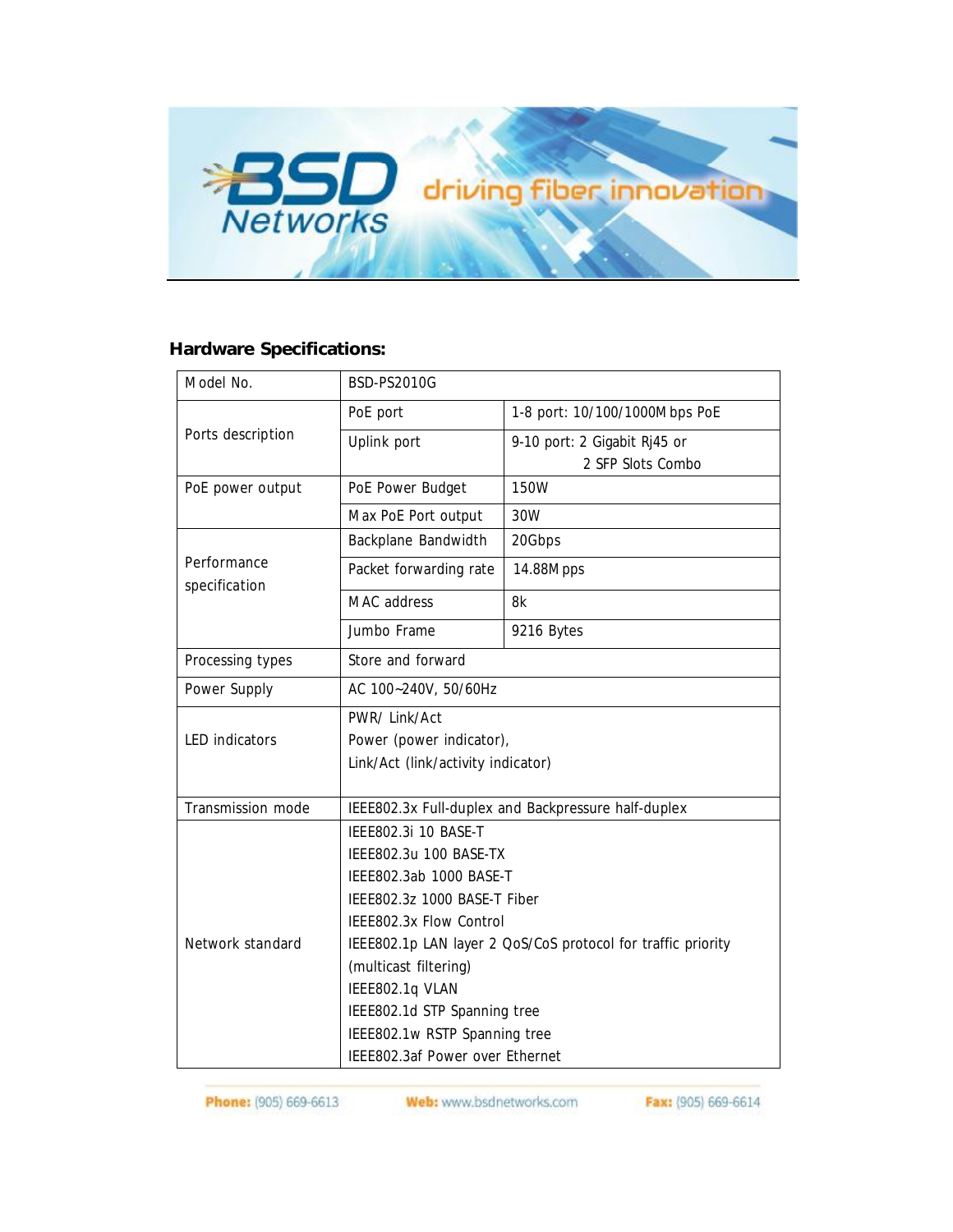## Hardware Specifications:

| Model No. | BSD-PS2010G | |
|---|---|---|
| Ports description | PoE port | 1-8 port: 10/100/1000Mbps PoE |
| | Uplink port | 9-10 port: 2 Gigabit Rj45 or 2 SFP Slots Combo |
| PoE power output | PoE Power Budget | 150W |
| | Max PoE Port output | 30W |
| Performance specification | Backplane Bandwidth | 20Gbps |
| | Packet forwarding rate | 14.88Mpps |
| | MAC address | 8k |
| | Jumbo Frame | 9216 Bytes |
| Processing types | Store and forward | |
| Power Supply | AC 100~240V, 50/60Hz | |
| LED indicators | PWR/ Link/Act<br>Power (power indicator),<br>Link/Act (link/activity indicator) | |
| Transmission mode | IEEE802.3x Full-duplex and Backpressure half-duplex | |
| Network standard | IEEE802.3i 10 BASE-T<br>IEEE802.3u 100 BASE-TX<br>IEEE802.3ab 1000 BASE-T<br>IEEE802.3z 1000 BASE-T Fiber<br>IEEE802.3x Flow Control<br>IEEE802.1p LAN layer 2 QoS/CoS protocol for traffic priority (multicast filtering)<br>IEEE802.1q VLAN<br>IEEE802.1d STP Spanning tree<br>IEEE802.1w RSTP Spanning tree<br>IEEE802.3af Power over Ethernet | |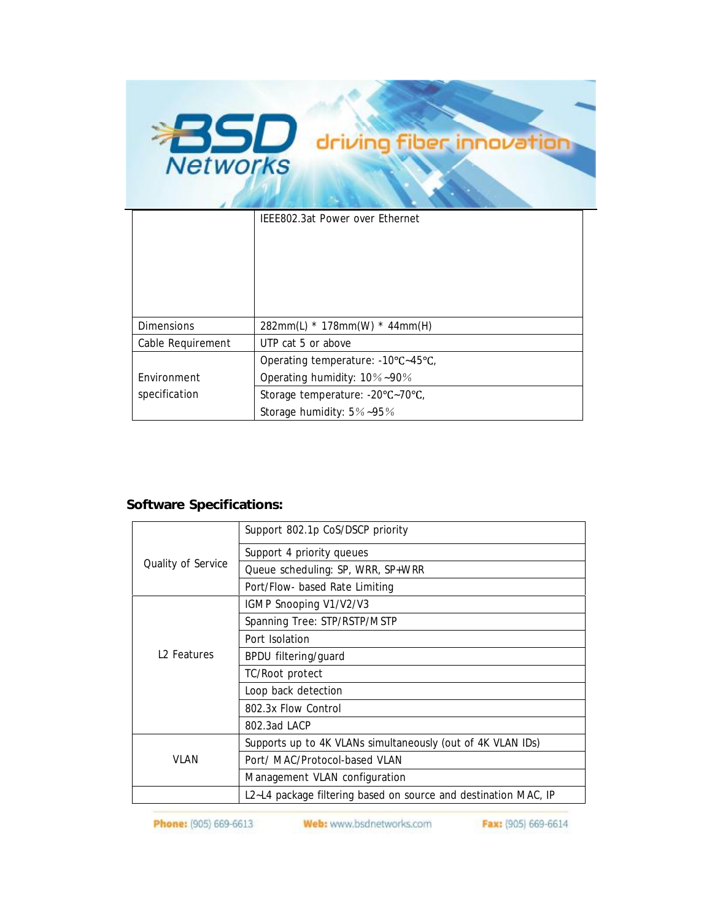|  |  |
|---|---|
|  | IEEE802.3at Power over Ethernet |
| Dimensions | 282mm(L) * 178mm(W) * 44mm(H) |
| Cable Requirement | UTP cat 5 or above |
| Environment specification | Operating temperature: -10℃~45℃,<br>Operating humidity: 10%~90% |
|  | Storage temperature: -20℃~70℃,<br>Storage humidity: 5%~95% |

**Software Specifications:**

|  |  |
|---|---|
| Quality of Service | Support 802.1p CoS/DSCP priority |
|  | Support 4 priority queues |
|  | Queue scheduling: SP, WRR, SP+WRR |
|  | Port/Flow- based Rate Limiting |
| L2 Features | IGMP Snooping V1/V2/V3 |
|  | Spanning Tree: STP/RSTP/MSTP |
|  | Port Isolation |
|  | BPDU filtering/guard |
|  | TC/Root protect |
|  | Loop back detection |
|  | 802.3x Flow Control |
|  | 802.3ad LACP |
| VLAN | Supports up to 4K VLANs simultaneously (out of 4K VLAN IDs) |
|  | Port/ MAC/Protocol-based VLAN |
|  | Management VLAN configuration |
|  | L2~L4 package filtering based on source and destination MAC, IP |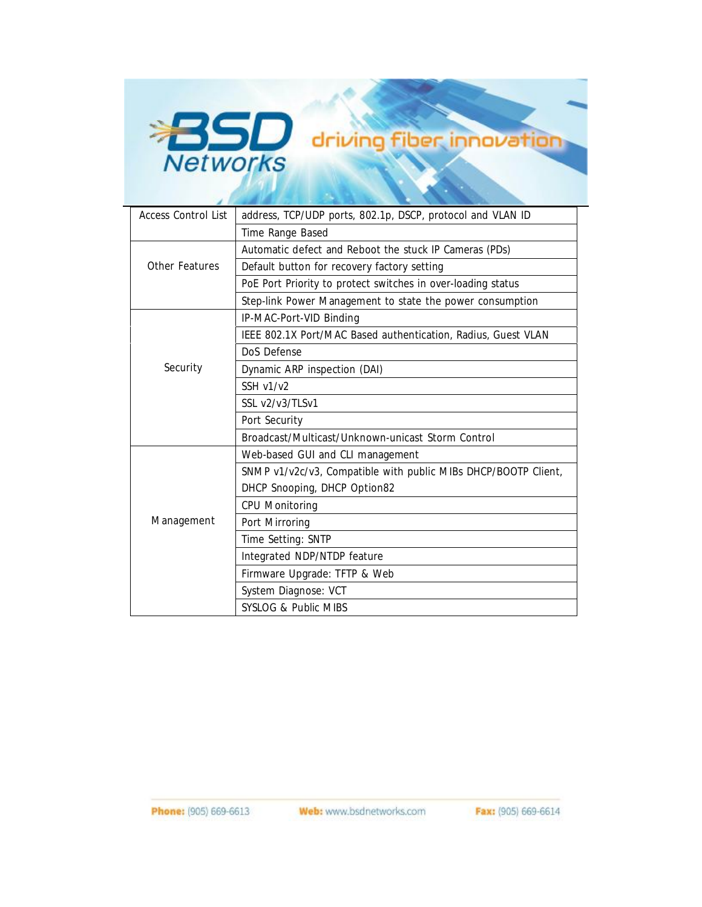| | |
|---|---|
| Access Control List | address, TCP/UDP ports, 802.1p, DSCP, protocol and VLAN ID |
| | Time Range Based |
| Other Features | Automatic defect and Reboot the stuck IP Cameras (PDs) |
| | Default button for recovery factory setting |
| | PoE Port Priority to protect switches in over-loading status |
| | Step-link Power Management to state the power consumption |
| Security | IP-MAC-Port-VID Binding |
| | IEEE 802.1X Port/MAC Based authentication, Radius, Guest VLAN |
| | DoS Defense |
| | Dynamic ARP inspection (DAI) |
| | SSH v1/v2 |
| | SSL v2/v3/TLSv1 |
| | Port Security |
| | Broadcast/Multicast/Unknown-unicast Storm Control |
| Management | Web-based GUI and CLI management |
| | SNMP v1/v2c/v3, Compatible with public MIBs DHCP/BOOTP Client, DHCP Snooping, DHCP Option82 |
| | CPU Monitoring |
| | Port Mirroring |
| | Time Setting: SNTP |
| | Integrated NDP/NTDP feature |
| | Firmware Upgrade: TFTP & Web |
| | System Diagnose: VCT |
| | SYSLOG & Public MIBS |